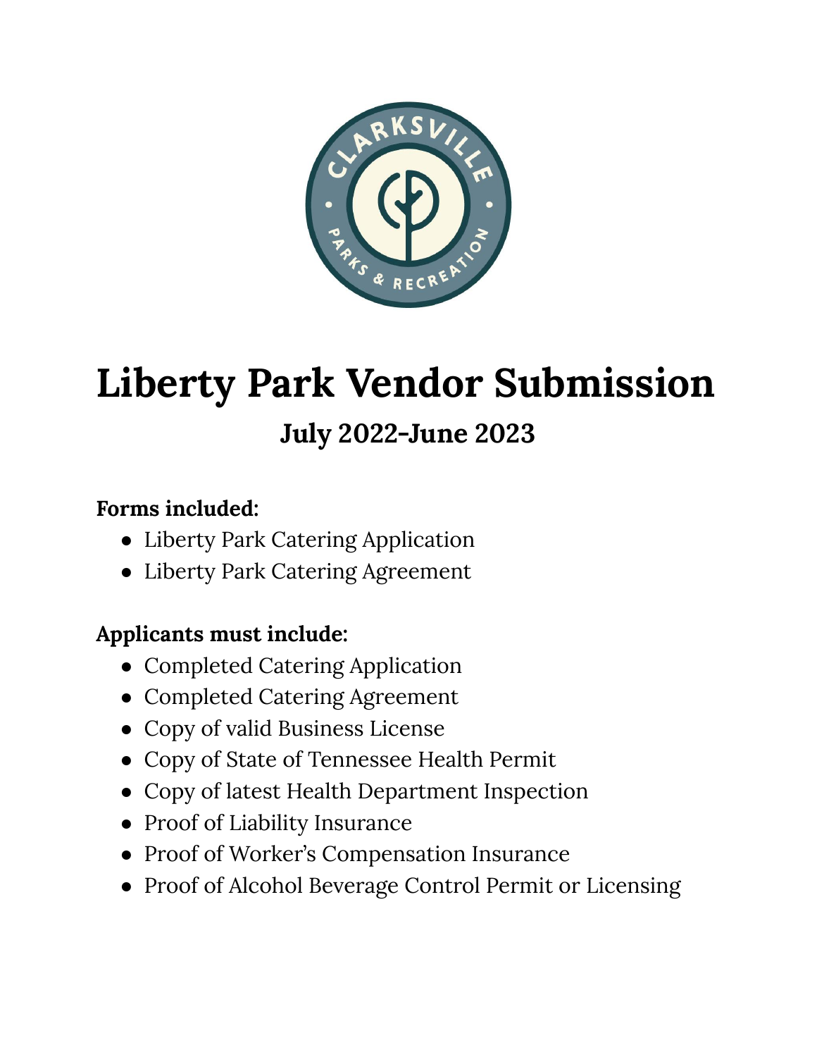# Liberty Park Vendor Submission

## July 2022-June 2023

**Forms included:**

- Liberty Park Catering Application
- Liberty Park Catering Agreement

**Applicants must include:**

- Completed Catering Application
- Completed Catering Agreement
- Copy of valid Business License
- Copy of State of Tennessee Health Permit
- Copy of latest Health Department Inspection
- Proof of Liability Insurance
- Proof of Worker's Compensation Insurance
- Proof of Alcohol Beverage Control Permit or Licensing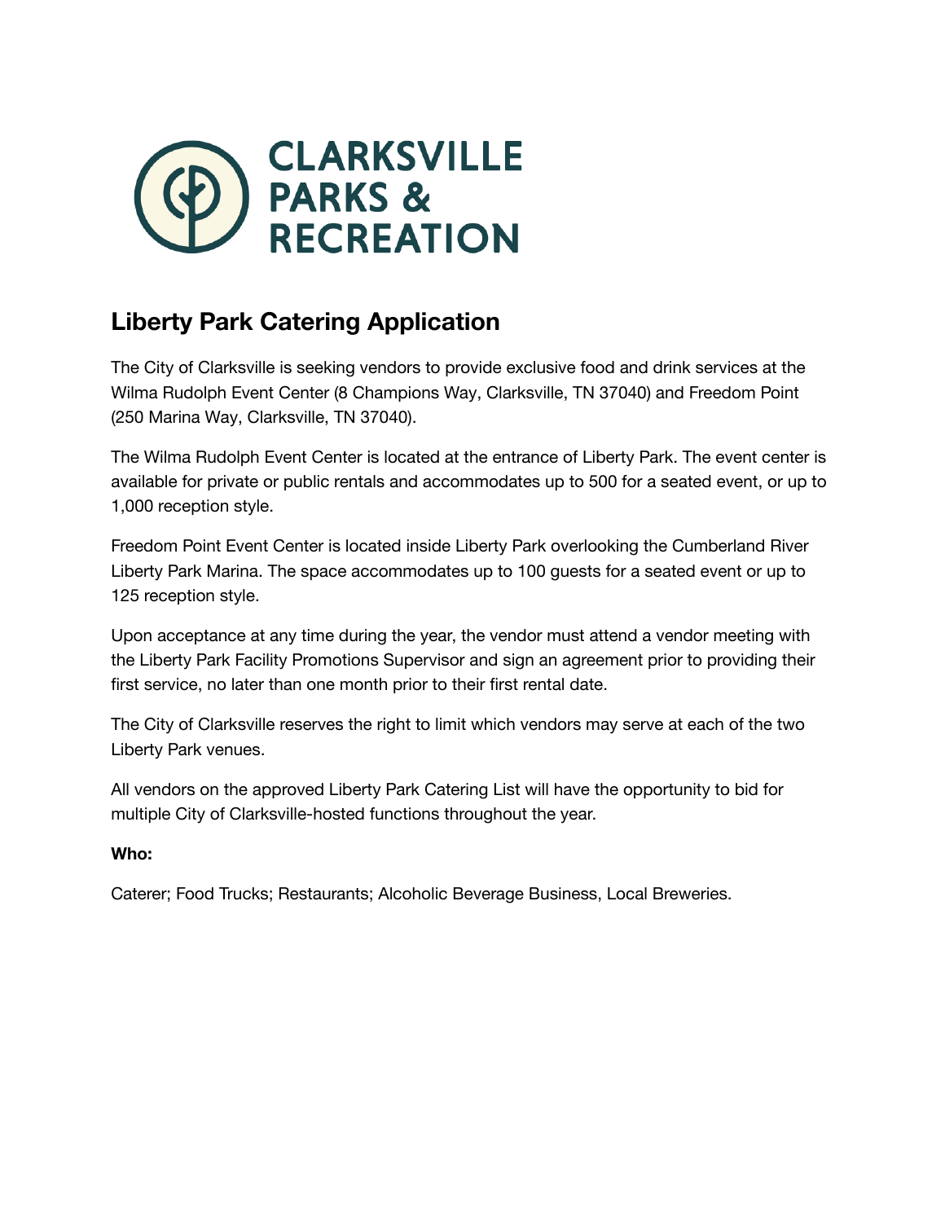# CLARKSVILLE PARKS & RECREATION

## Liberty Park Catering Application

The City of Clarksville is seeking vendors to provide exclusive food and drink services at the Wilma Rudolph Event Center (8 Champions Way, Clarksville, TN 37040) and Freedom Point (250 Marina Way, Clarksville, TN 37040).

The Wilma Rudolph Event Center is located at the entrance of Liberty Park. The event center is available for private or public rentals and accommodates up to 500 for a seated event, or up to 1,000 reception style.

Freedom Point Event Center is located inside Liberty Park overlooking the Cumberland River Liberty Park Marina. The space accommodates up to 100 guests for a seated event or up to 125 reception style.

Upon acceptance at any time during the year, the vendor must attend a vendor meeting with the Liberty Park Facility Promotions Supervisor and sign an agreement prior to providing their first service, no later than one month prior to their first rental date.

The City of Clarksville reserves the right to limit which vendors may serve at each of the two Liberty Park venues.

All vendors on the approved Liberty Park Catering List will have the opportunity to bid for multiple City of Clarksville-hosted functions throughout the year.

**Who:**

Caterer; Food Trucks; Restaurants; Alcoholic Beverage Business, Local Breweries.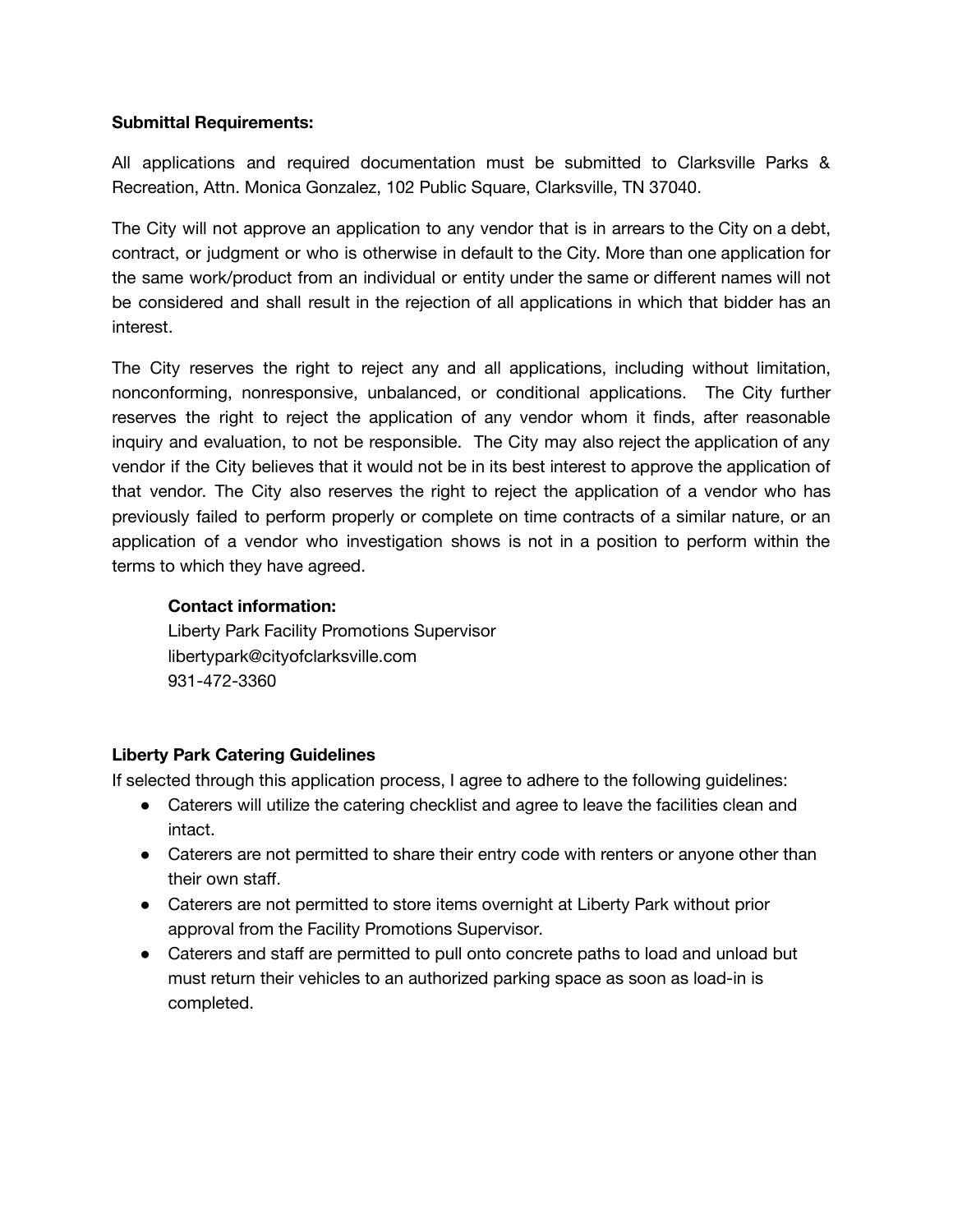**Submittal Requirements:**

All applications and required documentation must be submitted to Clarksville Parks & Recreation, Attn. Monica Gonzalez, 102 Public Square, Clarksville, TN 37040.

The City will not approve an application to any vendor that is in arrears to the City on a debt, contract, or judgment or who is otherwise in default to the City. More than one application for the same work/product from an individual or entity under the same or different names will not be considered and shall result in the rejection of all applications in which that bidder has an interest.

The City reserves the right to reject any and all applications, including without limitation, nonconforming, nonresponsive, unbalanced, or conditional applications. The City further reserves the right to reject the application of any vendor whom it finds, after reasonable inquiry and evaluation, to not be responsible. The City may also reject the application of any vendor if the City believes that it would not be in its best interest to approve the application of that vendor. The City also reserves the right to reject the application of a vendor who has previously failed to perform properly or complete on time contracts of a similar nature, or an application of a vendor who investigation shows is not in a position to perform within the terms to which they have agreed.

**Contact information:**
Liberty Park Facility Promotions Supervisor
libertypark@cityofclarksville.com
931-472-3360

**Liberty Park Catering Guidelines**

If selected through this application process, I agree to adhere to the following guidelines:

- Caterers will utilize the catering checklist and agree to leave the facilities clean and intact.
- Caterers are not permitted to share their entry code with renters or anyone other than their own staff.
- Caterers are not permitted to store items overnight at Liberty Park without prior approval from the Facility Promotions Supervisor.
- Caterers and staff are permitted to pull onto concrete paths to load and unload but must return their vehicles to an authorized parking space as soon as load-in is completed.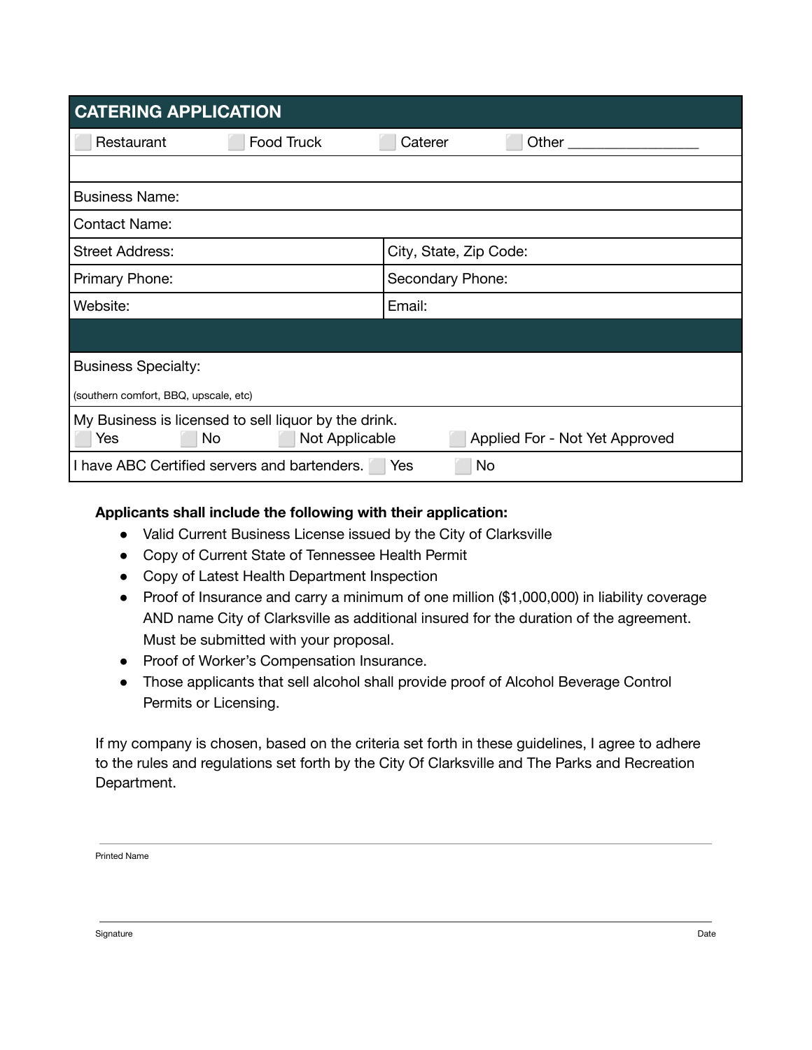## CATERING APPLICATION

| CATERING APPLICATION | |
|---|---|
| ⬜ Restaurant ⬜ Food Truck ⬜ Caterer ⬜ Other _________________ | |
| | |
| Business Name: | |
| Contact Name: | |
| Street Address: | City, State, Zip Code: |
| Primary Phone: | Secondary Phone: |
| Website: | Email: |
| | |
| Business Specialty: (southern comfort, BBQ, upscale, etc) | |
| My Business is licensed to sell liquor by the drink. ⬜ Yes ⬜ No ⬜ Not Applicable ⬜ Applied For - Not Yet Approved | |
| I have ABC Certified servers and bartenders. ⬜ Yes ⬜ No | |

**Applicants shall include the following with their application:**

- Valid Current Business License issued by the City of Clarksville
- Copy of Current State of Tennessee Health Permit
- Copy of Latest Health Department Inspection
- Proof of Insurance and carry a minimum of one million ($1,000,000) in liability coverage AND name City of Clarksville as additional insured for the duration of the agreement. Must be submitted with your proposal.
- Proof of Worker's Compensation Insurance.
- Those applicants that sell alcohol shall provide proof of Alcohol Beverage Control Permits or Licensing.

If my company is chosen, based on the criteria set forth in these guidelines, I agree to adhere to the rules and regulations set forth by the City Of Clarksville and The Parks and Recreation Department.

_______________________________________________

Printed Name

_______________________________________________

Signature Date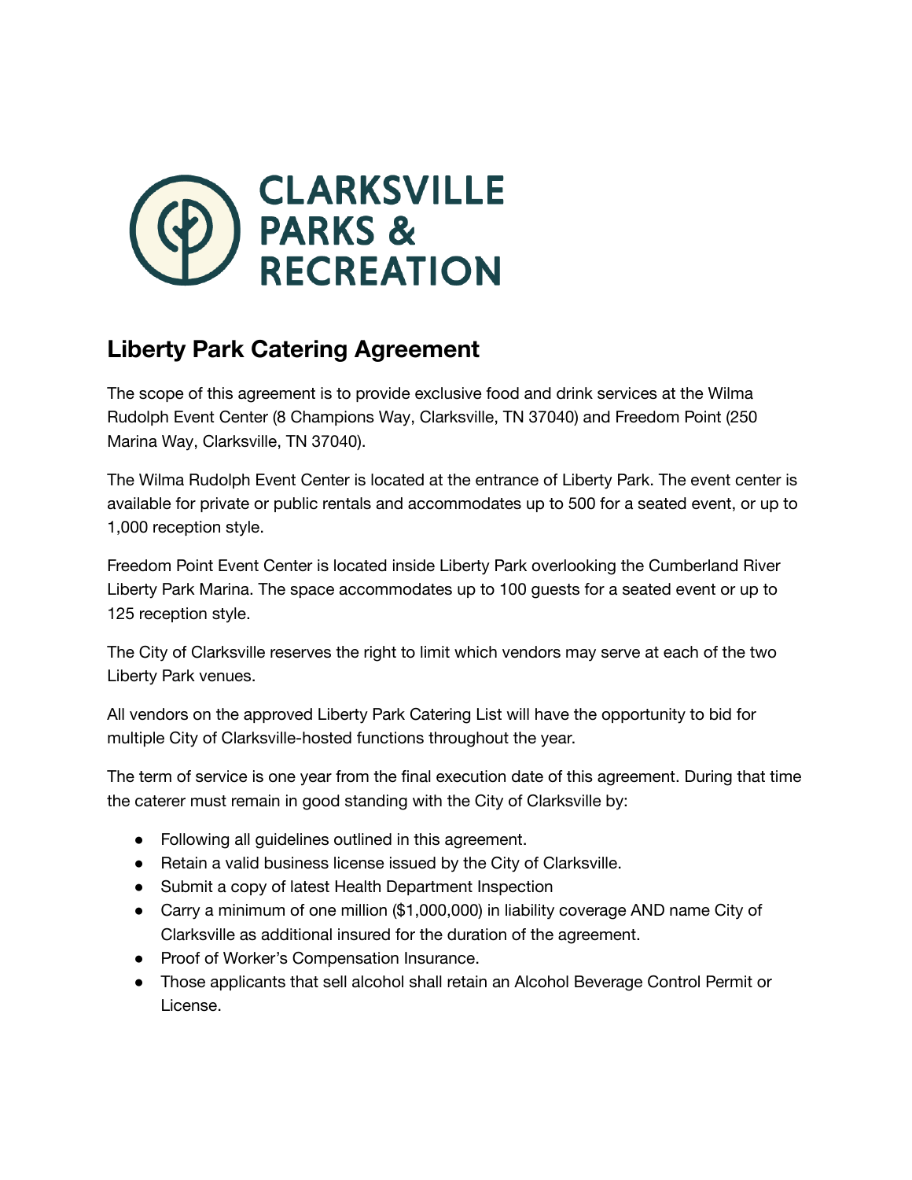CLARKSVILLE PARKS & RECREATION

## Liberty Park Catering Agreement

The scope of this agreement is to provide exclusive food and drink services at the Wilma Rudolph Event Center (8 Champions Way, Clarksville, TN 37040) and Freedom Point (250 Marina Way, Clarksville, TN 37040).

The Wilma Rudolph Event Center is located at the entrance of Liberty Park. The event center is available for private or public rentals and accommodates up to 500 for a seated event, or up to 1,000 reception style.

Freedom Point Event Center is located inside Liberty Park overlooking the Cumberland River Liberty Park Marina. The space accommodates up to 100 guests for a seated event or up to 125 reception style.

The City of Clarksville reserves the right to limit which vendors may serve at each of the two Liberty Park venues.

All vendors on the approved Liberty Park Catering List will have the opportunity to bid for multiple City of Clarksville-hosted functions throughout the year.

The term of service is one year from the final execution date of this agreement. During that time the caterer must remain in good standing with the City of Clarksville by:

- Following all guidelines outlined in this agreement.
- Retain a valid business license issued by the City of Clarksville.
- Submit a copy of latest Health Department Inspection
- Carry a minimum of one million ($1,000,000) in liability coverage AND name City of Clarksville as additional insured for the duration of the agreement.
- Proof of Worker's Compensation Insurance.
- Those applicants that sell alcohol shall retain an Alcohol Beverage Control Permit or License.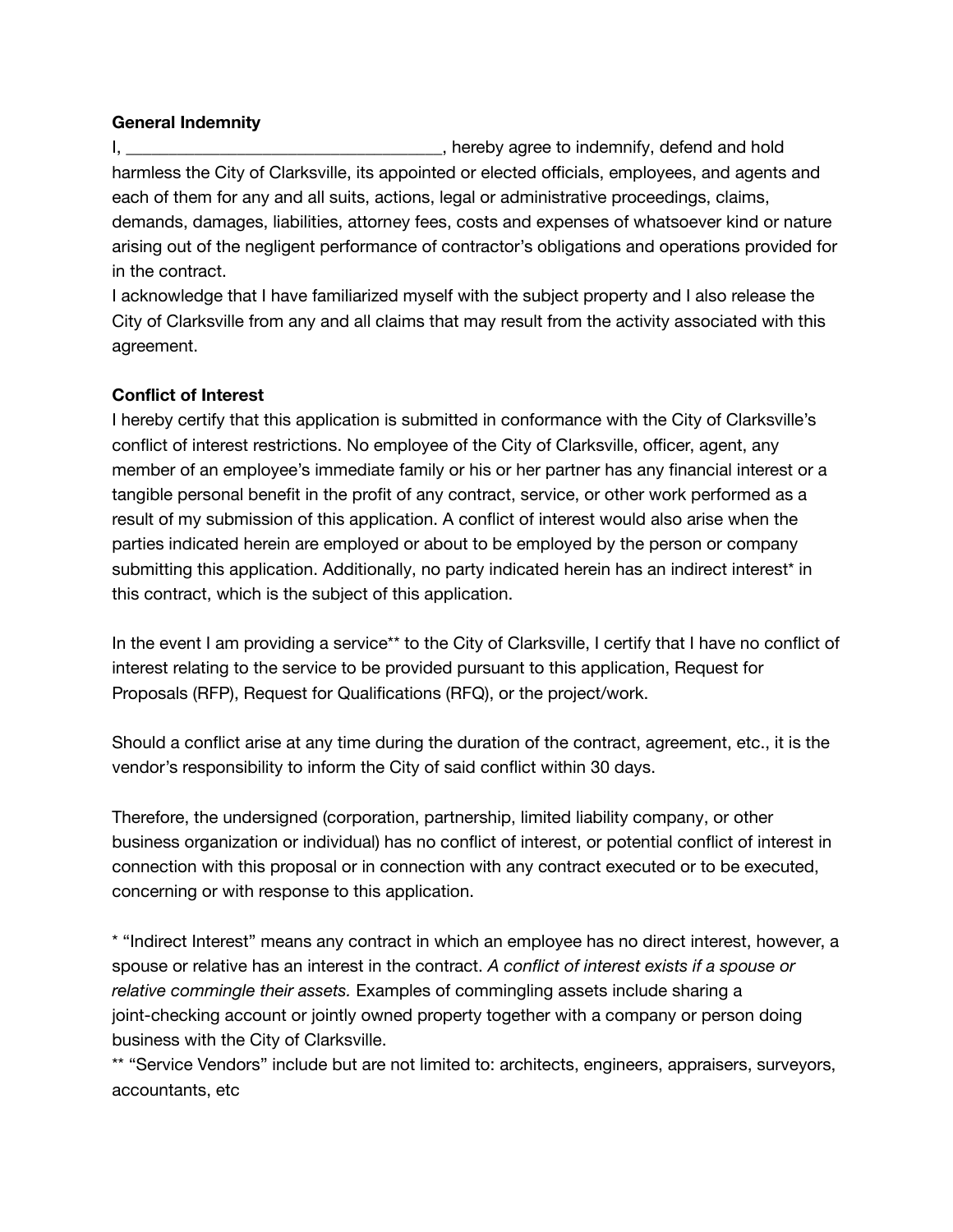**General Indemnity**

I, ___________________________________, hereby agree to indemnify, defend and hold harmless the City of Clarksville, its appointed or elected officials, employees, and agents and each of them for any and all suits, actions, legal or administrative proceedings, claims, demands, damages, liabilities, attorney fees, costs and expenses of whatsoever kind or nature arising out of the negligent performance of contractor's obligations and operations provided for in the contract.

I acknowledge that I have familiarized myself with the subject property and I also release the City of Clarksville from any and all claims that may result from the activity associated with this agreement.

**Conflict of Interest**

I hereby certify that this application is submitted in conformance with the City of Clarksville's conflict of interest restrictions. No employee of the City of Clarksville, officer, agent, any member of an employee's immediate family or his or her partner has any financial interest or a tangible personal benefit in the profit of any contract, service, or other work performed as a result of my submission of this application. A conflict of interest would also arise when the parties indicated herein are employed or about to be employed by the person or company submitting this application. Additionally, no party indicated herein has an indirect interest* in this contract, which is the subject of this application.

In the event I am providing a service** to the City of Clarksville, I certify that I have no conflict of interest relating to the service to be provided pursuant to this application, Request for Proposals (RFP), Request for Qualifications (RFQ), or the project/work.

Should a conflict arise at any time during the duration of the contract, agreement, etc., it is the vendor's responsibility to inform the City of said conflict within 30 days.

Therefore, the undersigned (corporation, partnership, limited liability company, or other business organization or individual) has no conflict of interest, or potential conflict of interest in connection with this proposal or in connection with any contract executed or to be executed, concerning or with response to this application.

* "Indirect Interest" means any contract in which an employee has no direct interest, however, a spouse or relative has an interest in the contract. *A conflict of interest exists if a spouse or relative commingle their assets.* Examples of commingling assets include sharing a joint-checking account or jointly owned property together with a company or person doing business with the City of Clarksville.

** "Service Vendors" include but are not limited to: architects, engineers, appraisers, surveyors, accountants, etc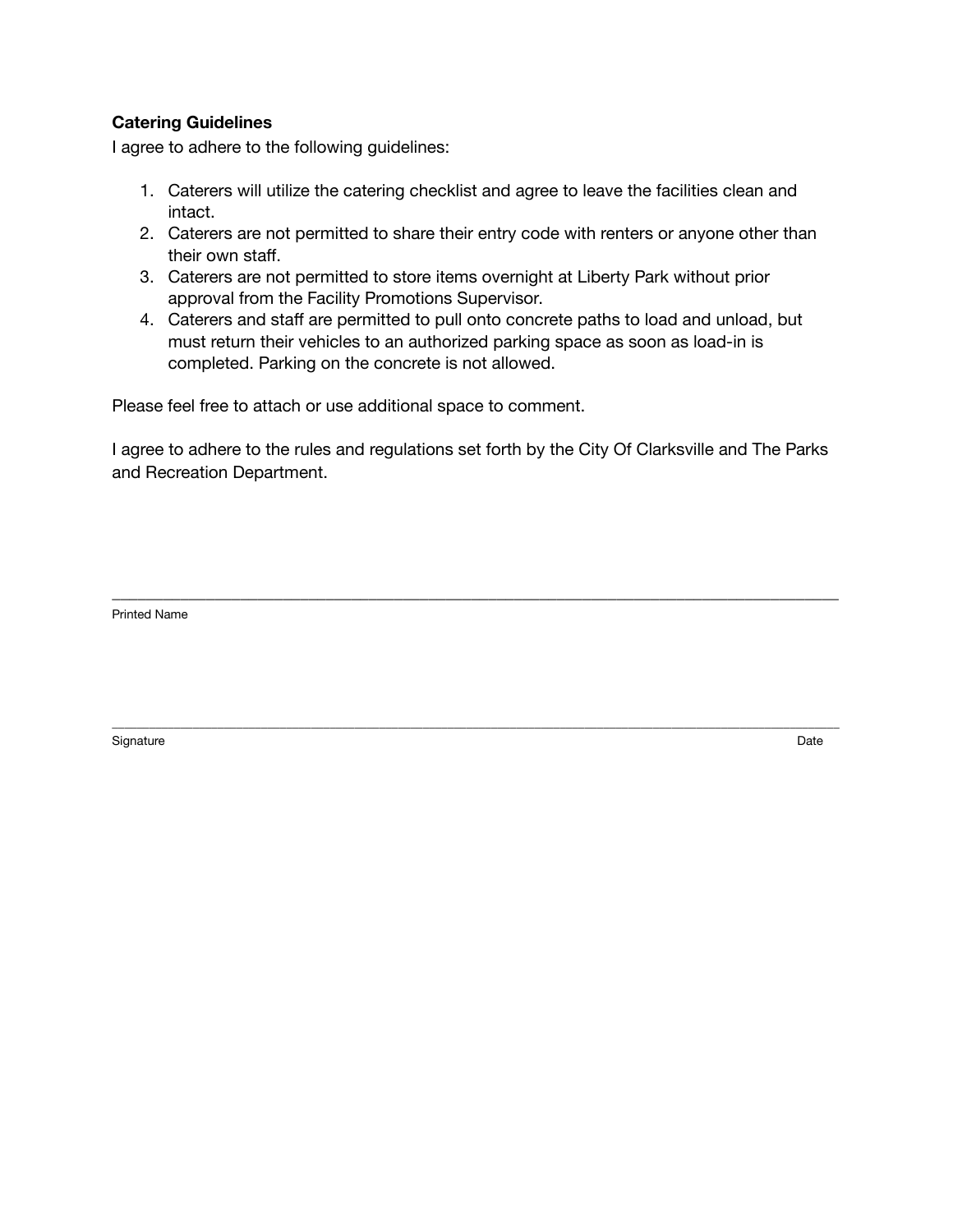**Catering Guidelines**

I agree to adhere to the following guidelines:

1. Caterers will utilize the catering checklist and agree to leave the facilities clean and intact.
2. Caterers are not permitted to share their entry code with renters or anyone other than their own staff.
3. Caterers are not permitted to store items overnight at Liberty Park without prior approval from the Facility Promotions Supervisor.
4. Caterers and staff are permitted to pull onto concrete paths to load and unload, but must return their vehicles to an authorized parking space as soon as load-in is completed. Parking on the concrete is not allowed.

Please feel free to attach or use additional space to comment.

I agree to adhere to the rules and regulations set forth by the City Of Clarksville and The Parks and Recreation Department.

\_\_\_\_\_\_\_\_\_\_\_\_\_\_\_\_\_\_\_\_\_\_\_\_\_\_\_\_\_\_\_\_\_\_\_\_\_\_\_\_\_\_\_\_\_\_\_\_

Printed Name

\_\_\_\_\_\_\_\_\_\_\_\_\_\_\_\_\_\_\_\_\_\_\_\_\_\_\_\_\_\_\_\_\_\_\_\_\_\_\_\_\_\_\_\_\_\_\_\_

Signature Date